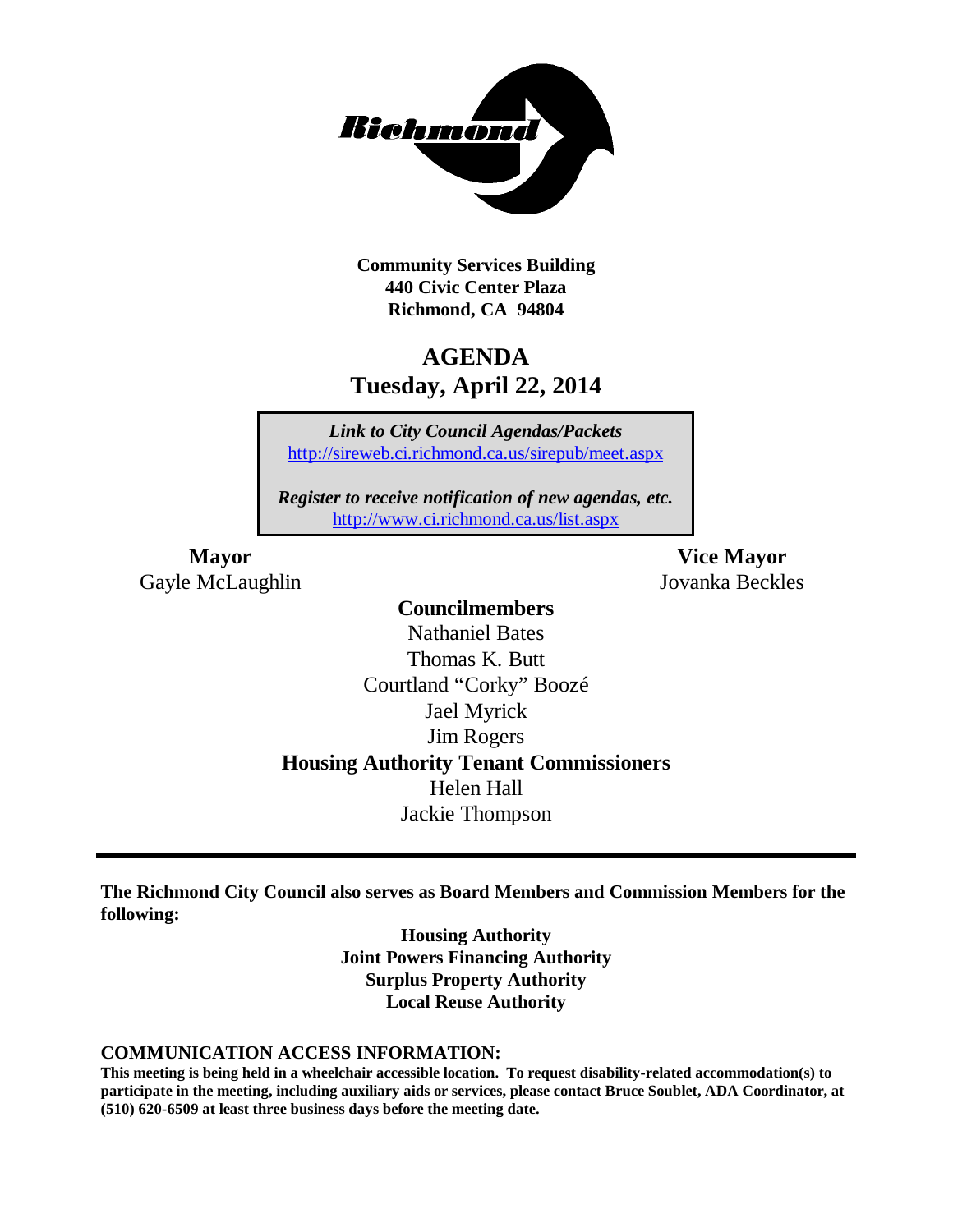**Richmond**

**Community Services Building**
**440 Civic Center Plaza**
**Richmond, CA 94804**

# AGENDA
## Tuesday, April 22, 2014

***Link to City Council Agendas/Packets***
http://sireweb.ci.richmond.ca.us/sirepub/meet.aspx

***Register to receive notification of new agendas, etc.***
http://www.ci.richmond.ca.us/list.aspx

**Mayor**
Gayle McLaughlin

**Vice Mayor**
Jovanka Beckles

**Councilmembers**
Nathaniel Bates
Thomas K. Butt
Courtland "Corky" Boozé
Jael Myrick
Jim Rogers

**Housing Authority Tenant Commissioners**
Helen Hall
Jackie Thompson

---

**The Richmond City Council also serves as Board Members and Commission Members for the following:**

**Housing Authority**
**Joint Powers Financing Authority**
**Surplus Property Authority**
**Local Reuse Authority**

**COMMUNICATION ACCESS INFORMATION:**
**This meeting is being held in a wheelchair accessible location. To request disability-related accommodation(s) to participate in the meeting, including auxiliary aids or services, please contact Bruce Soublet, ADA Coordinator, at (510) 620-6509 at least three business days before the meeting date.**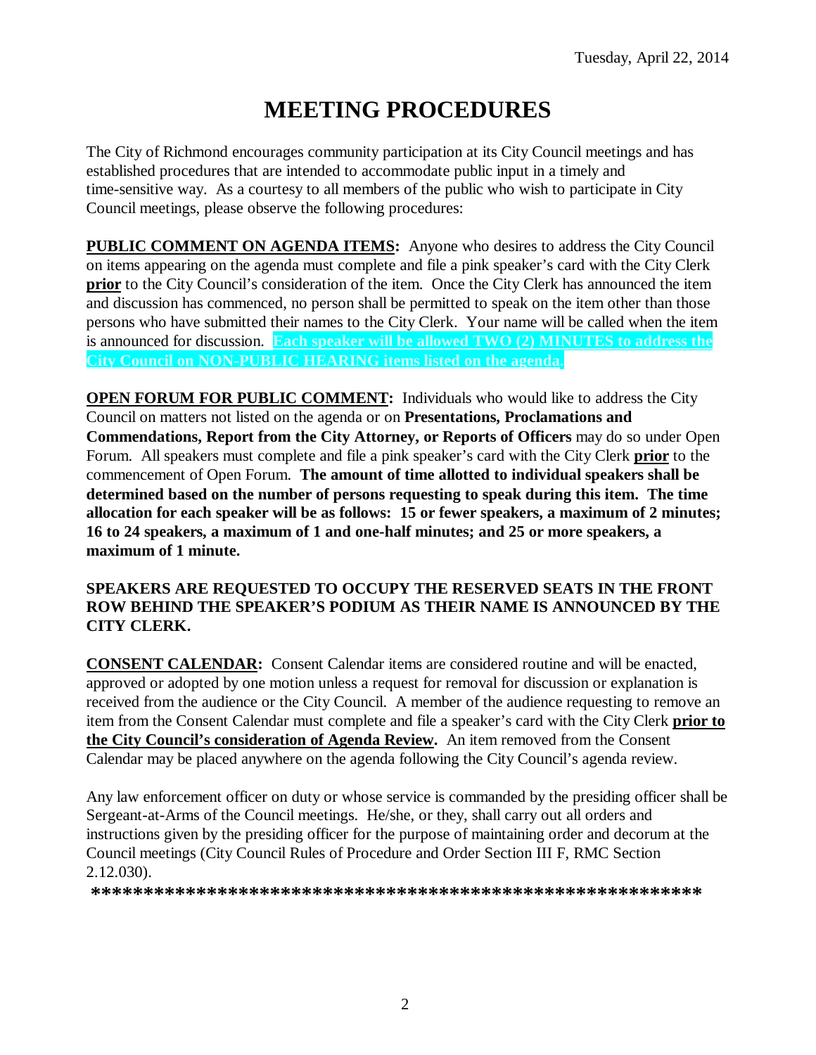Tuesday, April 22, 2014

# MEETING PROCEDURES

The City of Richmond encourages community participation at its City Council meetings and has established procedures that are intended to accommodate public input in a timely and time-sensitive way. As a courtesy to all members of the public who wish to participate in City Council meetings, please observe the following procedures:

**PUBLIC COMMENT ON AGENDA ITEMS:** Anyone who desires to address the City Council on items appearing on the agenda must complete and file a pink speaker's card with the City Clerk **prior** to the City Council's consideration of the item. Once the City Clerk has announced the item and discussion has commenced, no person shall be permitted to speak on the item other than those persons who have submitted their names to the City Clerk. Your name will be called when the item is announced for discussion. **Each speaker will be allowed TWO (2) MINUTES to address the City Council on NON-PUBLIC HEARING items listed on the agenda.**

**OPEN FORUM FOR PUBLIC COMMENT:** Individuals who would like to address the City Council on matters not listed on the agenda or on **Presentations, Proclamations and Commendations, Report from the City Attorney, or Reports of Officers** may do so under Open Forum. All speakers must complete and file a pink speaker's card with the City Clerk **prior** to the commencement of Open Forum. **The amount of time allotted to individual speakers shall be determined based on the number of persons requesting to speak during this item. The time allocation for each speaker will be as follows: 15 or fewer speakers, a maximum of 2 minutes; 16 to 24 speakers, a maximum of 1 and one-half minutes; and 25 or more speakers, a maximum of 1 minute.**

**SPEAKERS ARE REQUESTED TO OCCUPY THE RESERVED SEATS IN THE FRONT ROW BEHIND THE SPEAKER'S PODIUM AS THEIR NAME IS ANNOUNCED BY THE CITY CLERK.**

**CONSENT CALENDAR:** Consent Calendar items are considered routine and will be enacted, approved or adopted by one motion unless a request for removal for discussion or explanation is received from the audience or the City Council. A member of the audience requesting to remove an item from the Consent Calendar must complete and file a speaker's card with the City Clerk **prior to the City Council's consideration of Agenda Review.** An item removed from the Consent Calendar may be placed anywhere on the agenda following the City Council's agenda review.

Any law enforcement officer on duty or whose service is commanded by the presiding officer shall be Sergeant-at-Arms of the Council meetings. He/she, or they, shall carry out all orders and instructions given by the presiding officer for the purpose of maintaining order and decorum at the Council meetings (City Council Rules of Procedure and Order Section III F, RMC Section 2.12.030).

**\*\*\*\*\*\*\*\*\*\*\*\*\*\*\*\*\*\*\*\*\*\*\*\*\*\*\*\*\*\*\*\*\*\*\*\*\*\*\*\*\*\*\*\*\*\*\*\*\*\*\*\*\*\*\*\*\*\*\*\*\*\***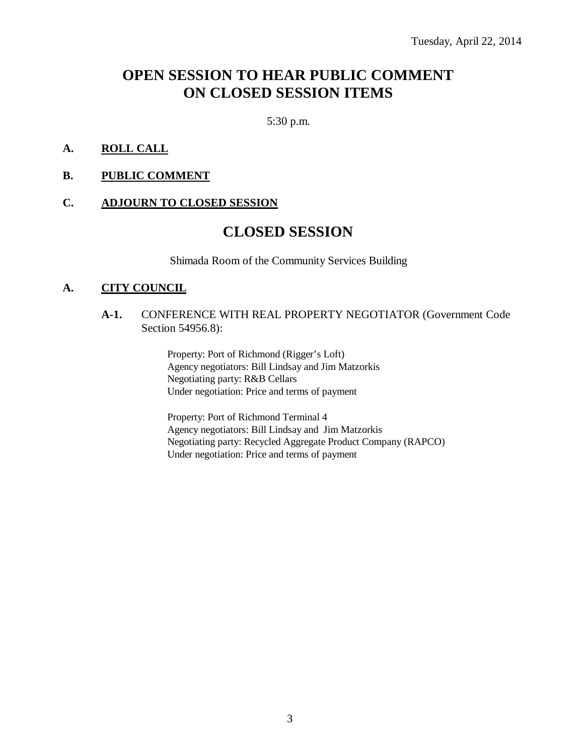Tuesday, April 22, 2014

# OPEN SESSION TO HEAR PUBLIC COMMENT ON CLOSED SESSION ITEMS

5:30 p.m.

**A. ROLL CALL**

**B. PUBLIC COMMENT**

**C. ADJOURN TO CLOSED SESSION**

# CLOSED SESSION

Shimada Room of the Community Services Building

**A. CITY COUNCIL**

**A-1.** CONFERENCE WITH REAL PROPERTY NEGOTIATOR (Government Code Section 54956.8):

Property: Port of Richmond (Rigger's Loft)
Agency negotiators: Bill Lindsay and Jim Matzorkis
Negotiating party: R&B Cellars
Under negotiation: Price and terms of payment

Property: Port of Richmond Terminal 4
Agency negotiators: Bill Lindsay and Jim Matzorkis
Negotiating party: Recycled Aggregate Product Company (RAPCO)
Under negotiation: Price and terms of payment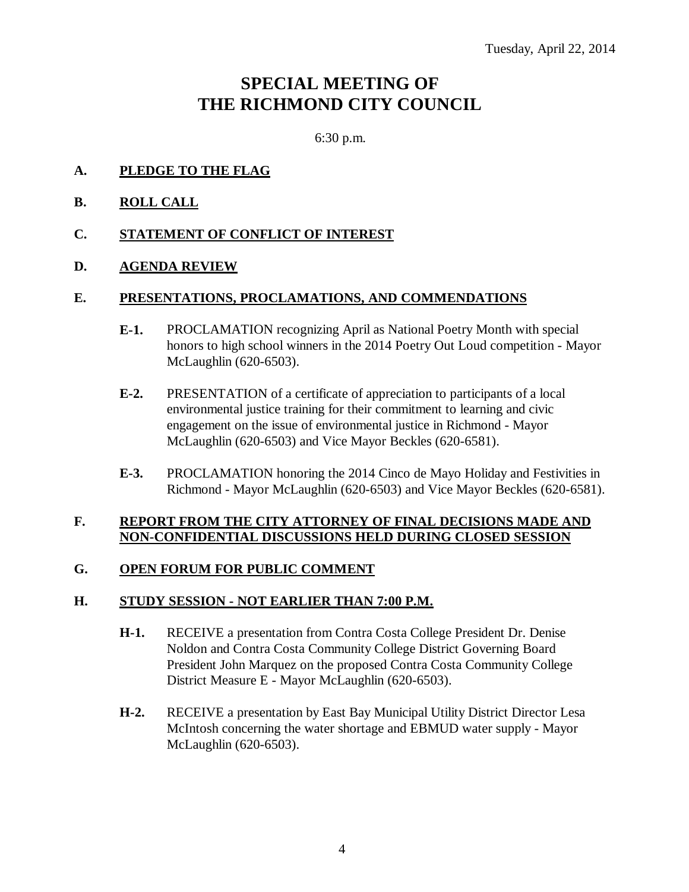Tuesday, April 22, 2014

# SPECIAL MEETING OF THE RICHMOND CITY COUNCIL

6:30 p.m.

**A. PLEDGE TO THE FLAG**

**B. ROLL CALL**

**C. STATEMENT OF CONFLICT OF INTEREST**

**D. AGENDA REVIEW**

**E. PRESENTATIONS, PROCLAMATIONS, AND COMMENDATIONS**

**E-1.** PROCLAMATION recognizing April as National Poetry Month with special honors to high school winners in the 2014 Poetry Out Loud competition - Mayor McLaughlin (620-6503).

**E-2.** PRESENTATION of a certificate of appreciation to participants of a local environmental justice training for their commitment to learning and civic engagement on the issue of environmental justice in Richmond - Mayor McLaughlin (620-6503) and Vice Mayor Beckles (620-6581).

**E-3.** PROCLAMATION honoring the 2014 Cinco de Mayo Holiday and Festivities in Richmond - Mayor McLaughlin (620-6503) and Vice Mayor Beckles (620-6581).

**F. REPORT FROM THE CITY ATTORNEY OF FINAL DECISIONS MADE AND NON-CONFIDENTIAL DISCUSSIONS HELD DURING CLOSED SESSION**

**G. OPEN FORUM FOR PUBLIC COMMENT**

**H. STUDY SESSION - NOT EARLIER THAN 7:00 P.M.**

**H-1.** RECEIVE a presentation from Contra Costa College President Dr. Denise Noldon and Contra Costa Community College District Governing Board President John Marquez on the proposed Contra Costa Community College District Measure E - Mayor McLaughlin (620-6503).

**H-2.** RECEIVE a presentation by East Bay Municipal Utility District Director Lesa McIntosh concerning the water shortage and EBMUD water supply - Mayor McLaughlin (620-6503).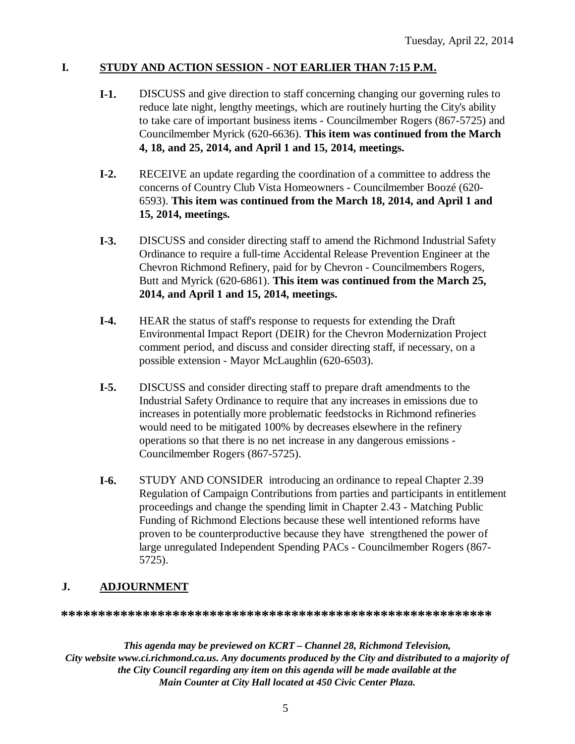Tuesday, April 22, 2014

## I. STUDY AND ACTION SESSION - NOT EARLIER THAN 7:15 P.M.

**I-1.** DISCUSS and give direction to staff concerning changing our governing rules to reduce late night, lengthy meetings, which are routinely hurting the City's ability to take care of important business items - Councilmember Rogers (867-5725) and Councilmember Myrick (620-6636). **This item was continued from the March 4, 18, and 25, 2014, and April 1 and 15, 2014, meetings.**

**I-2.** RECEIVE an update regarding the coordination of a committee to address the concerns of Country Club Vista Homeowners - Councilmember Boozé (620-6593). **This item was continued from the March 18, 2014, and April 1 and 15, 2014, meetings.**

**I-3.** DISCUSS and consider directing staff to amend the Richmond Industrial Safety Ordinance to require a full-time Accidental Release Prevention Engineer at the Chevron Richmond Refinery, paid for by Chevron - Councilmembers Rogers, Butt and Myrick (620-6861). **This item was continued from the March 25, 2014, and April 1 and 15, 2014, meetings.**

**I-4.** HEAR the status of staff's response to requests for extending the Draft Environmental Impact Report (DEIR) for the Chevron Modernization Project comment period, and discuss and consider directing staff, if necessary, on a possible extension - Mayor McLaughlin (620-6503).

**I-5.** DISCUSS and consider directing staff to prepare draft amendments to the Industrial Safety Ordinance to require that any increases in emissions due to increases in potentially more problematic feedstocks in Richmond refineries would need to be mitigated 100% by decreases elsewhere in the refinery operations so that there is no net increase in any dangerous emissions - Councilmember Rogers (867-5725).

**I-6.** STUDY AND CONSIDER introducing an ordinance to repeal Chapter 2.39 Regulation of Campaign Contributions from parties and participants in entitlement proceedings and change the spending limit in Chapter 2.43 - Matching Public Funding of Richmond Elections because these well intentioned reforms have proven to be counterproductive because they have strengthened the power of large unregulated Independent Spending PACs - Councilmember Rogers (867-5725).

## J. ADJOURNMENT

**\*\*\*\*\*\*\*\*\*\*\*\*\*\*\*\*\*\*\*\*\*\*\*\*\*\*\*\*\*\*\*\*\*\*\*\*\*\*\*\*\*\*\*\*\*\*\*\*\*\*\*\*\*\*\*\*\*\*\*\***

***This agenda may be previewed on KCRT – Channel 28, Richmond Television, City website www.ci.richmond.ca.us. Any documents produced by the City and distributed to a majority of the City Council regarding any item on this agenda will be made available at the Main Counter at City Hall located at 450 Civic Center Plaza.***